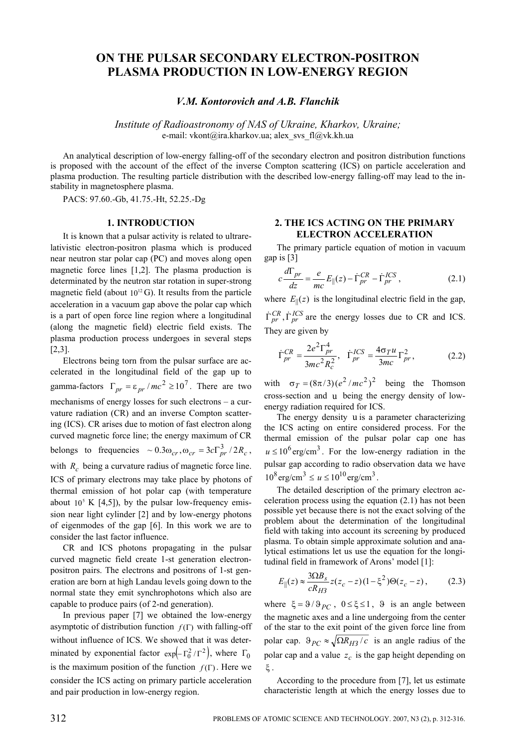# ON THE PULSAR SECONDARY ELECTRON-POSITRON PLASMA PRODUCTION IN LOW-ENERGY REGION

***V.M. Kontorovich and A.B. Flanchik***

*Institute of Radioastronomy of NAS of Ukraine, Kharkov, Ukraine;*
e-mail: vkont@ira.kharkov.ua; alex_svs_fl@vk.kh.ua

An analytical description of low-energy falling-off of the secondary electron and positron distribution functions is proposed with the account of the effect of the inverse Compton scattering (ICS) on particle acceleration and plasma production. The resulting particle distribution with the described low-energy falling-off may lead to the instability in magnetosphere plasma.

PACS: 97.60.-Gb, 41.75.-Ht, 52.25.-Dg

## 1. INTRODUCTION

It is known that a pulsar activity is related to ultrarelativistic electron-positron plasma which is produced near neutron star polar cap (PC) and moves along open magnetic force lines [1,2]. The plasma production is determinated by the neutron star rotation in super-strong magnetic field (about $10^{12}$ G). It results from the particle acceleration in a vacuum gap above the polar cap which is a part of open force line region where a longitudinal (along the magnetic field) electric field exists. The plasma production process undergoes in several steps [2,3].

Electrons being torn from the pulsar surface are accelerated in the longitudinal field of the gap up to gamma-factors $\Gamma_{pr} = \varepsilon_{pr}/mc^2 \geq 10^7$. There are two mechanisms of energy losses for such electrons – a curvature radiation (CR) and an inverse Compton scattering (ICS). CR arises due to motion of fast electron along curved magnetic force line; the energy maximum of CR belongs to frequencies $\sim 0.3\omega_{cr}, \omega_{cr} = 3c\Gamma_{pr}^3/2R_c$, with $R_c$ being a curvature radius of magnetic force line. ICS of primary electrons may take place by photons of thermal emission of hot polar cap (with temperature about $10^5$ K [4,5]), by the pulsar low-frequency emission near light cylinder [2] and by low-energy photons of eigenmodes of the gap [6]. In this work we are to consider the last factor influence.

CR and ICS photons propagating in the pulsar curved magnetic field create 1-st generation electron-positron pairs. The electrons and positrons of 1-st generation are born at high Landau levels going down to the normal state they emit synchrophotons which also are capable to produce pairs (of 2-nd generation).

In previous paper [7] we obtained the low-energy asymptotic of distribution function $f(\Gamma)$ with falling-off without influence of ICS. We showed that it was determinated by exponential factor $\exp\left(-\Gamma_0^2/\Gamma^2\right)$, where $\Gamma_0$ is the maximum position of the function $f(\Gamma)$. Here we consider the ICS acting on primary particle acceleration and pair production in low-energy region.

## 2. THE ICS ACTING ON THE PRIMARY ELECTRON ACCELERATION

The primary particle equation of motion in vacuum gap is [3]

$$c\frac{d\Gamma_{pr}}{dz} = \frac{e}{mc}E_{\parallel}(z) - \dot{\Gamma}_{pr}^{CR} - \dot{\Gamma}_{pr}^{ICS}, \tag{2.1}$$

where $E_{\parallel}(z)$ is the longitudinal electric field in the gap, $\dot{\Gamma}_{pr}^{CR}, \dot{\Gamma}_{pr}^{ICS}$ are the energy losses due to CR and ICS. They are given by

$$\dot{\Gamma}_{pr}^{CR} = \frac{2e^2\Gamma_{pr}^4}{3mc^2R_c^2}, \quad \dot{\Gamma}_{pr}^{ICS} = \frac{4\sigma_T u}{3mc}\Gamma_{pr}^2, \tag{2.2}$$

with $\sigma_T = (8\pi/3)(e^2/mc^2)^2$ being the Thomson cross-section and $u$ being the energy density of low-energy radiation required for ICS.

The energy density $u$ is a parameter characterizing the ICS acting on entire considered process. For the thermal emission of the pulsar polar cap one has $u \leq 10^6 \, \text{erg/cm}^3$. For the low-energy radiation in the pulsar gap according to radio observation data we have $10^8 \, \text{erg/cm}^3 \leq u \leq 10^{10} \, \text{erg/cm}^3$.

The detailed description of the primary electron acceleration process using the equation (2.1) has not been possible yet because there is not the exact solving of the problem about the determination of the longitudinal field with taking into account its screening by produced plasma. To obtain simple approximate solution and analytical estimations let us use the equation for the longitudinal field in framework of Arons' model [1]:

$$E_{\parallel}(z) \approx \frac{3\Omega B_s}{cR_{H3}} z(z_c - z)(1-\xi^2)\Theta(z_c - z), \tag{2.3}$$

where $\xi = \vartheta/\vartheta_{PC}$, $0 \leq \xi \leq 1$, $\vartheta$ is an angle between the magnetic axes and a line undergoing from the center of the star to the exit point of the given force line from polar cap. $\vartheta_{PC} \approx \sqrt{\Omega R_{H3}/c}$ is an angle radius of the polar cap and a value $z_c$ is the gap height depending on $\xi$.

According to the procedure from [7], let us estimate characteristic length at which the energy losses due to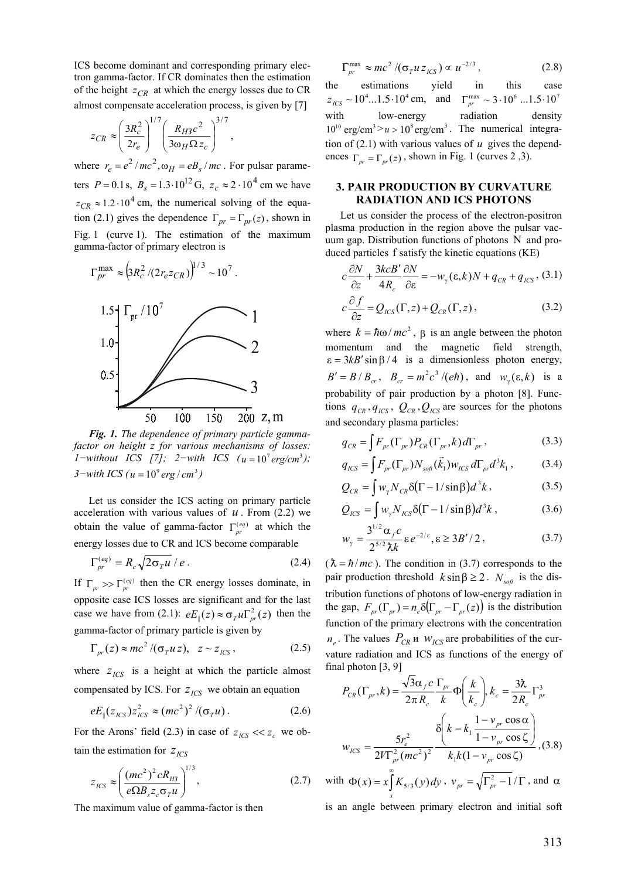ICS become dominant and corresponding primary electron gamma-factor. If CR dominates then the estimation of the height $z_{CR}$ at which the energy losses due to CR almost compensate acceleration process, is given by [7]

$$z_{CR} \approx \left(\frac{3R_c^2}{2r_e}\right)^{1/7}\left(\frac{R_{H3}c^2}{3\omega_H \Omega z_c}\right)^{3/7},$$

where $r_e = e^2/mc^2, \omega_H = eB_s/mc$. For pulsar parameters $P = 0.1\,\text{s}$, $B_s = 1.3 \cdot 10^{12}\,\text{G}$, $z_c \approx 2 \cdot 10^4$ cm we have $z_{CR} \approx 1.2 \cdot 10^4$ cm, the numerical solving of the equation (2.1) gives the dependence $\Gamma_{pr} = \Gamma_{pr}(z)$, shown in Fig. 1 (curve 1). The estimation of the maximum gamma-factor of primary electron is

$$\Gamma_{pr}^{\max} \approx \left(3R_c^2/(2r_e z_{CR})\right)^{1/3} \sim 10^7 .$$

***Fig. 1.*** *The dependence of primary particle gamma-factor on height z for various mechanisms of losses: 1−without ICS [7]; 2−with ICS ($u = 10^7$ erg/cm$^3$); 3−with ICS ($u = 10^9$ erg/cm$^3$)*

Let us consider the ICS acting on primary particle acceleration with various values of $u$. From (2.2) we obtain the value of gamma-factor $\Gamma_{pr}^{(eq)}$ at which the energy losses due to CR and ICS become comparable

$$\Gamma_{pr}^{(eq)} = R_c\sqrt{2\sigma_T u}/e . \tag{2.4}$$

If $\Gamma_{pr} >> \Gamma_{pr}^{(eq)}$ then the CR energy losses dominate, in opposite case ICS losses are significant and for the last case we have from (2.1): $eE_{\parallel}(z) \approx \sigma_T u \Gamma_{pr}^2(z)$ then the gamma-factor of primary particle is given by

$$\Gamma_{pr}(z) \approx mc^2/(\sigma_T u z), \quad z \sim z_{ICS}, \tag{2.5}$$

where $z_{ICS}$ is a height at which the particle almost compensated by ICS. For $z_{ICS}$ we obtain an equation

$$eE_{\parallel}(z_{ICS})z_{ICS}^2 \approx (mc^2)^2/(\sigma_T u). \tag{2.6}$$

For the Arons' field (2.3) in case of $z_{ICS} << z_c$ we obtain the estimation for $z_{ICS}$

$$z_{ICS} \approx \left(\frac{(mc^2)^2 cR_{H3}}{e\Omega B_s z_c \sigma_T u}\right)^{1/3}, \tag{2.7}$$

The maximum value of gamma-factor is then

$$\Gamma_{pr}^{\max} \approx mc^2/(\sigma_T u z_{ICS}) \propto u^{-2/3}, \tag{2.8}$$

the estimations yield in this case $z_{ICS} \sim 10^4 ... 1.5 \cdot 10^4$ cm, and $\Gamma_{pr}^{\max} \sim 3 \cdot 10^6 ... 1.5 \cdot 10^7$ with low-energy radiation density $10^{10}\,\text{erg/cm}^3 > u > 10^8\,\text{erg/cm}^3$. The numerical integration of (2.1) with various values of $u$ gives the dependences $\Gamma_{pr} = \Gamma_{pr}(z)$, shown in Fig. 1 (curves 2 ,3).

## 3. PAIR PRODUCTION BY CURVATURE RADIATION AND ICS PHOTONS

Let us consider the process of the electron-positron plasma production in the region above the pulsar vacuum gap. Distribution functions of photons N and produced particles f satisfy the kinetic equations (KE)

$$c\frac{\partial N}{\partial z} + \frac{3kcB'}{4R_c}\frac{\partial N}{\partial \varepsilon} = -w_{\gamma}(\varepsilon, k)N + q_{CR} + q_{ICS}, \tag{3.1}$$

$$c\frac{\partial f}{\partial z} = Q_{ICS}(\Gamma, z) + Q_{CR}(\Gamma, z), \tag{3.2}$$

where $k = \hbar\omega/mc^2$, $\beta$ is an angle between the photon momentum and the magnetic field strength, $\varepsilon = 3kB'\sin\beta/4$ is a dimensionless photon energy, $B' = B/B_{cr}$, $B_{cr} = m^2c^3/(e\hbar)$, and $w_{\gamma}(\varepsilon, k)$ is a probability of pair production by a photon [8]. Functions $q_{CR}, q_{ICS}$, $Q_{CR}, Q_{ICS}$ are sources for the photons and secondary plasma particles:

$$q_{CR} = \int F_{pr}(\Gamma_{pr})P_{CR}(\Gamma_{pr}, k)\,d\Gamma_{pr}, \tag{3.3}$$

$$q_{ICS} = \int F_{pr}(\Gamma_{pr})N_{soft}(\vec{k}_1)w_{ICS}\,d\Gamma_{pr}d^3k_1, \tag{3.4}$$

$$Q_{CR} = \int w_{\gamma}N_{CR}\,\delta(\Gamma - 1/\sin\beta)\,d^3k, \tag{3.5}$$

$$Q_{ICS} = \int w_{\gamma}N_{ICS}\,\delta(\Gamma - 1/\sin\beta)\,d^3k, \tag{3.6}$$

$$w_{\gamma} = \frac{3^{1/2}\alpha_f c}{2^{5/2}\lambda\!\!\!^{-}k}\varepsilon e^{-2/\varepsilon}, \varepsilon \geq 3B'/2, \tag{3.7}$$

($\lambda\!\!\!^{-} = \hbar/mc$). The condition in (3.7) corresponds to the pair production threshold $k\sin\beta \geq 2$. $N_{soft}$ is the distribution functions of photons of low-energy radiation in the gap, $F_{pr}(\Gamma_{pr}) = n_e\delta(\Gamma_{pr} - \Gamma_{pr}(z))$ is the distribution function of the primary electrons with the concentration $n_e$. The values $P_{CR}$ и $w_{ICS}$ are probabilities of the curvature radiation and ICS as functions of the energy of final photon [3, 9]

$$P_{CR}(\Gamma_{pr}, k) = \frac{\sqrt{3}\alpha_f c}{2\pi R_c}\frac{\Gamma_{pr}}{k}\Phi\!\left(\frac{k}{k_c}\right), k_c = \frac{3\lambda\!\!\!^{-}}{2R_c}\Gamma_{pr}^3$$

$$w_{ICS} = \frac{5r_e^2}{2V\Gamma_{pr}^2(mc^2)^2}\frac{\delta\!\left(k - k_1\dfrac{1 - v_{pr}\cos\alpha}{1 - v_{pr}\cos\zeta}\right)}{k_1 k(1 - v_{pr}\cos\zeta)}, \tag{3.8}$$

with $\Phi(x) = x\int_x^{\infty}K_{5/3}(y)\,dy$, $v_{pr} = \sqrt{\Gamma_{pr}^2 - 1}/\Gamma$, and $\alpha$ is an angle between primary electron and initial soft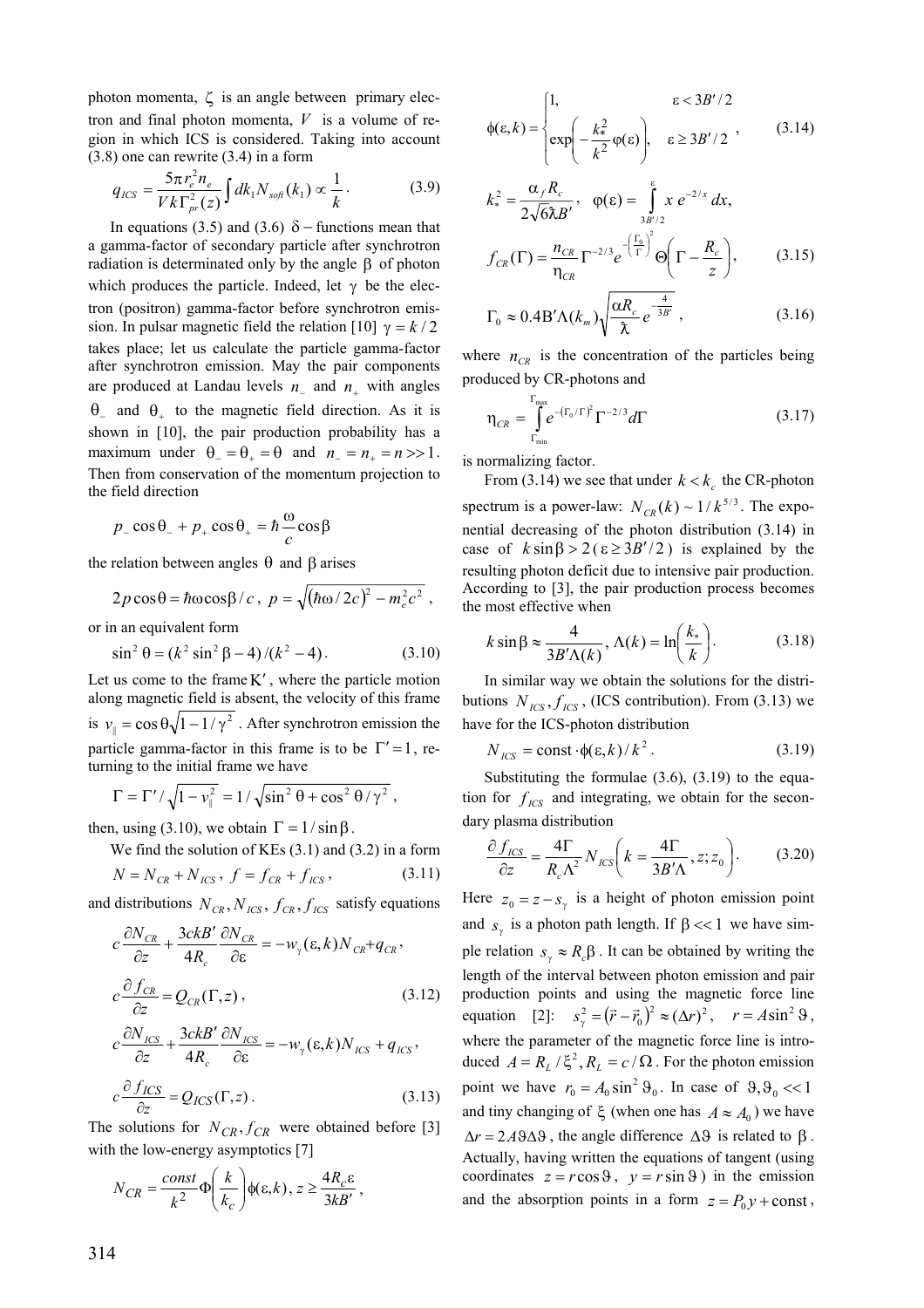photon momenta, $\zeta$ is an angle between primary electron and final photon momenta, $V$ is a volume of region in which ICS is considered. Taking into account (3.8) one can rewrite (3.4) in a form

$$q_{ICS} = \frac{5\pi r_e^2 n_e}{V k \Gamma_{pr}^2(z)} \int dk_1 N_{soft}(k_1) \propto \frac{1}{k}. \tag{3.9}$$

In equations (3.5) and (3.6) $\delta-$functions mean that a gamma-factor of secondary particle after synchrotron radiation is determinated only by the angle $\beta$ of photon which produces the particle. Indeed, let $\gamma$ be the electron (positron) gamma-factor before synchrotron emission. In pulsar magnetic field the relation [10] $\gamma = k/2$ takes place; let us calculate the particle gamma-factor after synchrotron emission. May the pair components are produced at Landau levels $n_-$ and $n_+$ with angles $\theta_-$ and $\theta_+$ to the magnetic field direction. As it is shown in [10], the pair production probability has a maximum under $\theta_- = \theta_+ = \theta$ and $n_- = n_+ = n >> 1$. Then from conservation of the momentum projection to the field direction

$$p_- \cos\theta_- + p_+ \cos\theta_+ = \hbar \frac{\omega}{c} \cos\beta$$

the relation between angles $\theta$ and $\beta$ arises

$$2p\cos\theta = \hbar\omega\cos\beta / c, \; p = \sqrt{(\hbar\omega/2c)^2 - m_e^2 c^2},$$

or in an equivalent form

$$\sin^2\theta = (k^2 \sin^2\beta - 4)/(k^2 - 4). \tag{3.10}$$

Let us come to the frame $K'$, where the particle motion along magnetic field is absent, the velocity of this frame is $v_\parallel = \cos\theta\sqrt{1 - 1/\gamma^2}$. After synchrotron emission the particle gamma-factor in this frame is to be $\Gamma' = 1$, returning to the initial frame we have

$$\Gamma = \Gamma' / \sqrt{1 - v_\parallel^2} = 1/\sqrt{\sin^2\theta + \cos^2\theta/\gamma^2},$$

then, using (3.10), we obtain $\Gamma = 1/\sin\beta$.

We find the solution of KEs (3.1) and (3.2) in a form

$$N = N_{CR} + N_{ICS}, \; f = f_{CR} + f_{ICS}, \tag{3.11}$$

and distributions $N_{CR}, N_{ICS}, f_{CR}, f_{ICS}$ satisfy equations

$$c\frac{\partial N_{CR}}{\partial z} + \frac{3ckB'}{4R_c}\frac{\partial N_{CR}}{\partial \varepsilon} = -w_\gamma(\varepsilon, k) N_{CR} + q_{CR},$$

$$c\frac{\partial f_{CR}}{\partial z} = Q_{CR}(\Gamma, z), \tag{3.12}$$

$$c\frac{\partial N_{ICS}}{\partial z} + \frac{3ckB'}{4R_c}\frac{\partial N_{ICS}}{\partial \varepsilon} = -w_\gamma(\varepsilon, k) N_{ICS} + q_{ICS},$$

$$c\frac{\partial f_{ICS}}{\partial z} = Q_{ICS}(\Gamma, z). \tag{3.13}$$

The solutions for $N_{CR}, f_{CR}$ were obtained before [3] with the low-energy asymptotics [7]

$$N_{CR} = \frac{const}{k^2}\Phi\left(\frac{k}{k_c}\right)\phi(\varepsilon, k), \; z \geq \frac{4R_c\varepsilon}{3kB'},$$

$$\phi(\varepsilon, k) = \begin{cases} 1, & \varepsilon < 3B'/2 \\ \exp\left(-\dfrac{k_*^2}{k^2}\varphi(\varepsilon)\right), & \varepsilon \geq 3B'/2 \end{cases}, \tag{3.14}$$

$$k_*^2 = \frac{\alpha_f R_c}{2\sqrt{6}\lambda B'}, \quad \varphi(\varepsilon) = \int_{3B'/2}^{\varepsilon} x\, e^{-2/x}\, dx,$$

$$f_{CR}(\Gamma) = \frac{n_{CR}}{\eta_{CR}} \Gamma^{-2/3} e^{-\left(\frac{\Gamma_0}{\Gamma}\right)^2} \Theta\left(\Gamma - \frac{R_c}{z}\right), \tag{3.15}$$

$$\Gamma_0 \approx 0.4 B'\Lambda(k_m)\sqrt{\frac{\alpha R_c}{\lambda} e^{-\frac{4}{3B'}}}, \tag{3.16}$$

where $n_{CR}$ is the concentration of the particles being produced by CR-photons and

$$\eta_{CR} = \int_{\Gamma_{min}}^{\Gamma_{max}} e^{-(\Gamma_0/\Gamma)^2} \Gamma^{-2/3} d\Gamma \tag{3.17}$$

is normalizing factor.

From (3.14) we see that under $k < k_c$ the CR-photon spectrum is a power-law: $N_{CR}(k) \sim 1/k^{5/3}$. The exponential decreasing of the photon distribution (3.14) in case of $k\sin\beta > 2$ ($\varepsilon \geq 3B'/2$) is explained by the resulting photon deficit due to intensive pair production. According to [3], the pair production process becomes the most effective when

$$k\sin\beta \approx \frac{4}{3B'\Lambda(k)}, \; \Lambda(k) = \ln\left(\frac{k_*}{k}\right). \tag{3.18}$$

In similar way we obtain the solutions for the distributions $N_{ICS}, f_{ICS}$ (ICS contribution). From (3.13) we have for the ICS-photon distribution

$$N_{ICS} = \text{const} \cdot \phi(\varepsilon, k)/k^2. \tag{3.19}$$

Substituting the formulae (3.6), (3.19) to the equation for $f_{ICS}$ and integrating, we obtain for the secondary plasma distribution

$$\frac{\partial f_{ICS}}{\partial z} = \frac{4\Gamma}{R_c\Lambda^2} N_{ICS}\left(k = \frac{4\Gamma}{3B'\Lambda}, z; z_0\right). \tag{3.20}$$

Here $z_0 = z - s_\gamma$ is a height of photon emission point and $s_\gamma$ is a photon path length. If $\beta << 1$ we have simple relation $s_\gamma \approx R_c\beta$. It can be obtained by writing the length of the interval between photon emission and pair production points and using the magnetic force line equation [2]: $s_\gamma^2 = (\vec{r} - \vec{r}_0)^2 \approx (\Delta r)^2$, $r = A\sin^2\vartheta$, where the parameter of the magnetic force line is introduced $A = R_L/\xi^2, R_L = c/\Omega$. For the photon emission point we have $r_0 = A_0\sin^2\vartheta_0$. In case of $\vartheta, \vartheta_0 << 1$ and tiny changing of $\xi$ (when one has $A \approx A_0$) we have $\Delta r = 2A\vartheta\Delta\vartheta$, the angle difference $\Delta\vartheta$ is related to $\beta$. Actually, having written the equations of tangent (using coordinates $z = r\cos\vartheta$, $y = r\sin\vartheta$) in the emission and the absorption points in a form $z = P_0 y + \text{const}$,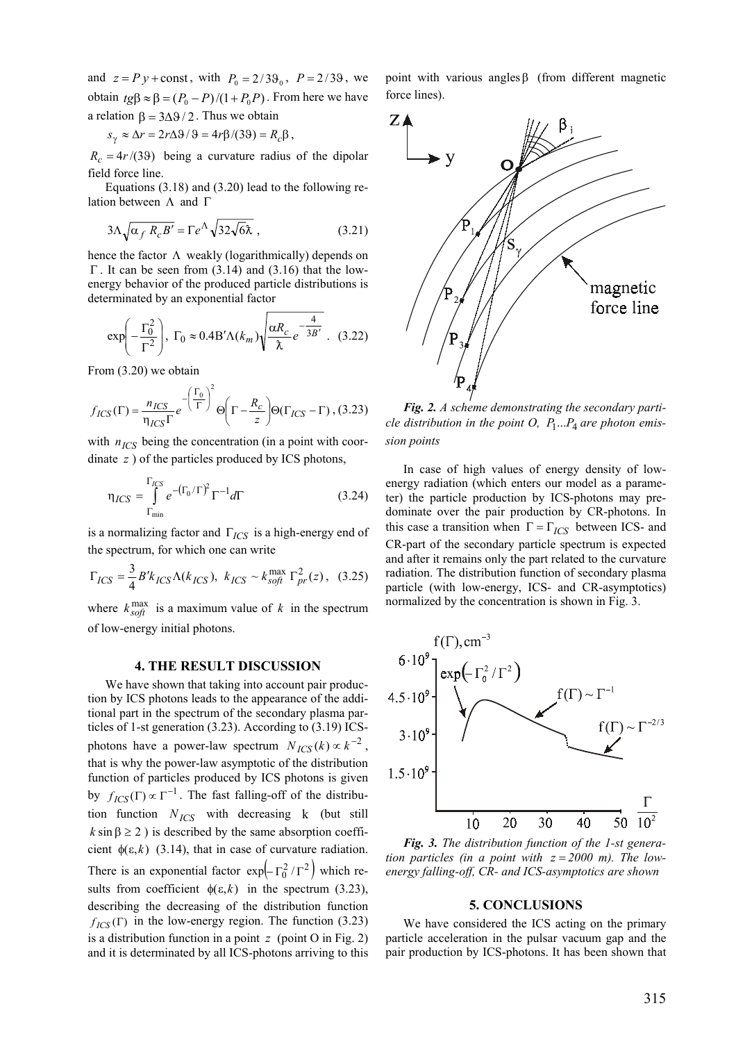and $z = Py + \text{const}$, with $P_0 = 2/3\vartheta_0$, $P = 2/3\vartheta$, we obtain $tg\beta \approx \beta = (P_0 - P)/(1 + P_0 P)$. From here we have a relation $\beta = 3\Delta\vartheta/2$. Thus we obtain

$$s_\gamma \approx \Delta r = 2r\Delta\vartheta/\vartheta = 4r\beta/(3\vartheta) = R_c\beta,$$

$R_c = 4r/(3\vartheta)$ being a curvature radius of the dipolar field force line.

Equations (3.18) and (3.20) lead to the following relation between $\Lambda$ and $\Gamma$

$$3\Lambda\sqrt{\alpha_f R_c B'} = \Gamma e^{\Lambda}\sqrt{32\sqrt{6}\lambda\!\!\!^{-}}, \quad (3.21)$$

hence the factor $\Lambda$ weakly (logarithmically) depends on $\Gamma$. It can be seen from (3.14) and (3.16) that the low-energy behavior of the produced particle distributions is determinated by an exponential factor

$$\exp\left(-\frac{\Gamma_0^2}{\Gamma^2}\right), \ \Gamma_0 \approx 0.4\mathrm{B}'\Lambda(k_m)\sqrt{\frac{\alpha R_c}{\lambda\!\!\!^{-}}e^{-\frac{4}{3B'}}}. \quad (3.22)$$

From (3.20) we obtain

$$f_{ICS}(\Gamma) = \frac{n_{ICS}}{\eta_{ICS}\Gamma}e^{-\left(\frac{\Gamma_0}{\Gamma}\right)^2}\Theta\left(\Gamma - \frac{R_c}{z}\right)\Theta(\Gamma_{ICS} - \Gamma), \quad (3.23)$$

with $n_{ICS}$ being the concentration (in a point with coordinate $z$) of the particles produced by ICS photons,

$$\eta_{ICS} = \int_{\Gamma_{\min}}^{\Gamma_{ICS}} e^{-(\Gamma_0/\Gamma)^2}\Gamma^{-1}d\Gamma \quad (3.24)$$

is a normalizing factor and $\Gamma_{ICS}$ is a high-energy end of the spectrum, for which one can write

$$\Gamma_{ICS} = \frac{3}{4}B'k_{ICS}\Lambda(k_{ICS}), \ k_{ICS} \sim k_{soft}^{\max}\Gamma_{pr}^2(z), \quad (3.25)$$

where $k_{soft}^{\max}$ is a maximum value of $k$ in the spectrum of low-energy initial photons.

## 4. THE RESULT DISCUSSION

We have shown that taking into account pair production by ICS photons leads to the appearance of the additional part in the spectrum of the secondary plasma particles of 1-st generation (3.23). According to (3.19) ICS-photons have a power-law spectrum $N_{ICS}(k) \propto k^{-2}$, that is why the power-law asymptotic of the distribution function of particles produced by ICS photons is given by $f_{ICS}(\Gamma) \propto \Gamma^{-1}$. The fast falling-off of the distribution function $N_{ICS}$ with decreasing k (but still $k\sin\beta \geq 2$) is described by the same absorption coefficient $\phi(\varepsilon, k)$ (3.14), that in case of curvature radiation. There is an exponential factor $\exp\left(-\Gamma_0^2/\Gamma^2\right)$ which results from coefficient $\phi(\varepsilon, k)$ in the spectrum (3.23), describing the decreasing of the distribution function $f_{ICS}(\Gamma)$ in the low-energy region. The function (3.23) is a distribution function in a point $z$ (point O in Fig. 2) and it is determinated by all ICS-photons arriving to this point with various angles $\beta$ (from different magnetic force lines).

*Fig. 2. A scheme demonstrating the secondary particle distribution in the point O, $P_1 ... P_4$ are photon emission points*

In case of high values of energy density of low-energy radiation (which enters our model as a parameter) the particle production by ICS-photons may predominate over the pair production by CR-photons. In this case a transition when $\Gamma = \Gamma_{ICS}$ between ICS- and CR-part of the secondary particle spectrum is expected and after it remains only the part related to the curvature radiation. The distribution function of secondary plasma particle (with low-energy, ICS- and CR-asymptotics) normalized by the concentration is shown in Fig. 3.

*Fig. 3. The distribution function of the 1-st generation particles (in a point with $z = 2000$ m). The low-energy falling-off, CR- and ICS-asymptotics are shown*

## 5. CONCLUSIONS

We have considered the ICS acting on the primary particle acceleration in the pulsar vacuum gap and the pair production by ICS-photons. It has been shown that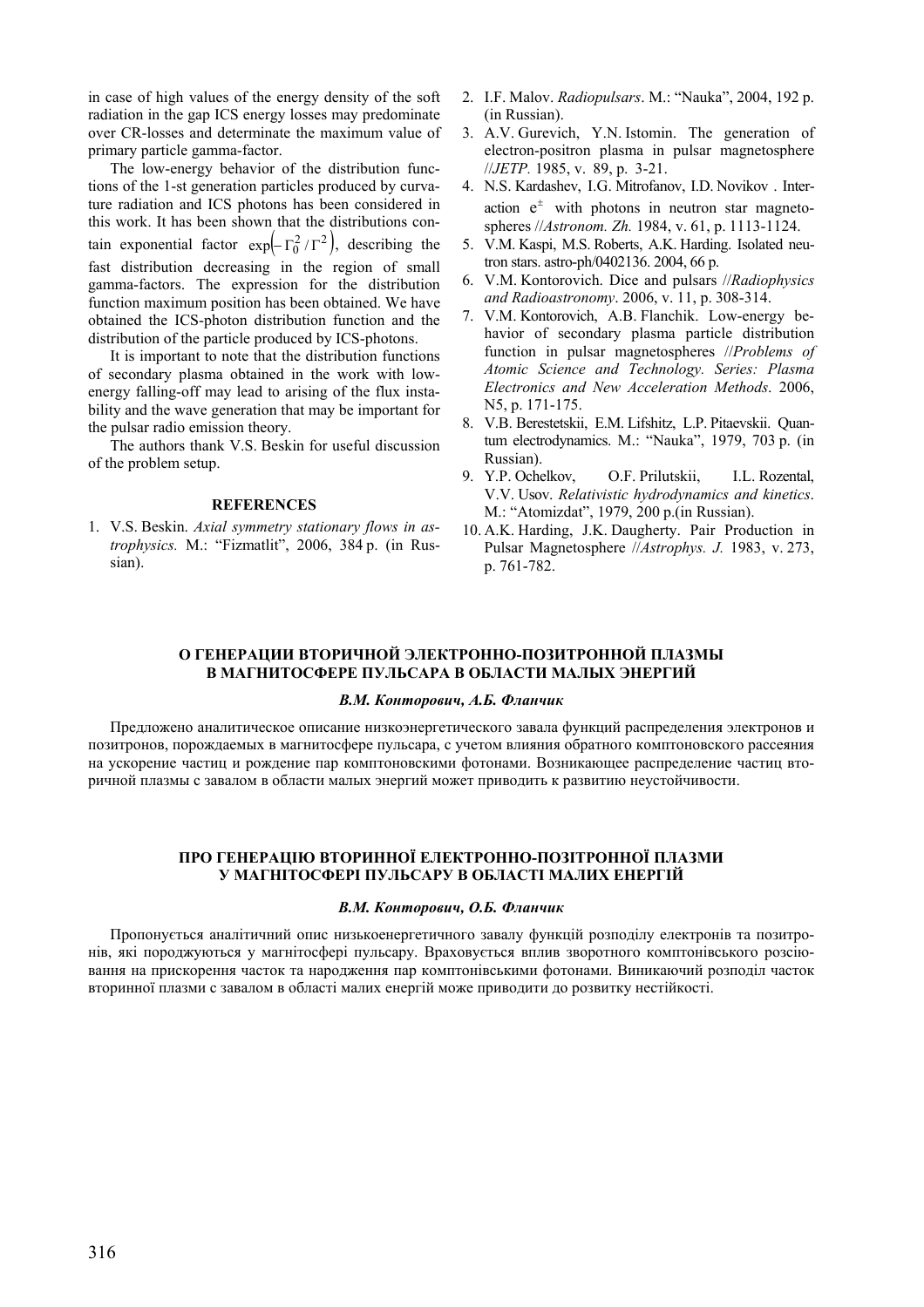in case of high values of the energy density of the soft radiation in the gap ICS energy losses may predominate over CR-losses and determinate the maximum value of primary particle gamma-factor.

The low-energy behavior of the distribution functions of the 1-st generation particles produced by curvature radiation and ICS photons has been considered in this work. It has been shown that the distributions contain exponential factor $\exp\left(-\Gamma_0^2/\Gamma^2\right)$, describing the fast distribution decreasing in the region of small gamma-factors. The expression for the distribution function maximum position has been obtained. We have obtained the ICS-photon distribution function and the distribution of the particle produced by ICS-photons.

It is important to note that the distribution functions of secondary plasma obtained in the work with low-energy falling-off may lead to arising of the flux instability and the wave generation that may be important for the pulsar radio emission theory.

The authors thank V.S. Beskin for useful discussion of the problem setup.

#### REFERENCES

1. V.S. Beskin. *Axial symmetry stationary flows in astrophysics.* M.: "Fizmatlit", 2006, 384 p. (in Russian).
2. I.F. Malov. *Radiopulsars*. M.: "Nauka", 2004, 192 p. (in Russian).
3. A.V. Gurevich, Y.N. Istomin. The generation of electron-positron plasma in pulsar magnetosphere //*JETP.* 1985, v. 89, p. 3-21.
4. N.S. Kardashev, I.G. Mitrofanov, I.D. Novikov . Interaction $e^{\pm}$ with photons in neutron star magnetospheres //*Astronom. Zh.* 1984, v. 61, p. 1113-1124.
5. V.M. Kaspi, M.S. Roberts, A.K. Harding. Isolated neutron stars. astro-ph/0402136. 2004, 66 p.
6. V.M. Kontorovich. Dice and pulsars //*Radiophysics and Radioastronomy*. 2006, v. 11, p. 308-314.
7. V.M. Kontorovich, A.B. Flanchik. Low-energy behavior of secondary plasma particle distribution function in pulsar magnetospheres //*Problems of Atomic Science and Technology. Series: Plasma Electronics and New Acceleration Methods*. 2006, N5, p. 171-175.
8. V.B. Berestetskii, E.M. Lifshitz, L.P. Pitaevskii. Quantum electrodynamics. M.: "Nauka", 1979, 703 p. (in Russian).
9. Y.P. Ochelkov, O.F. Prilutskii, I.L. Rozental, V.V. Usov. *Relativistic hydrodynamics and kinetics*. M.: "Atomizdat", 1979, 200 p.(in Russian).
10. A.K. Harding, J.K. Daugherty. Pair Production in Pulsar Magnetosphere //*Astrophys. J.* 1983, v. 273, p. 761-782.

## О ГЕНЕРАЦИИ ВТОРИЧНОЙ ЭЛЕКТРОННО-ПОЗИТРОННОЙ ПЛАЗМЫ В МАГНИТОСФЕРЕ ПУЛЬСАРА В ОБЛАСТИ МАЛЫХ ЭНЕРГИЙ

***В.М. Конторович, А.Б. Фланчик***

Предложено аналитическое описание низкоэнергетического завала функций распределения электронов и позитронов, порождаемых в магнитосфере пульсара, с учетом влияния обратного комптоновского рассеяния на ускорение частиц и рождение пар комптоновскими фотонами. Возникающее распределение частиц вторичной плазмы с завалом в области малых энергий может приводить к развитию неустойчивости.

## ПРО ГЕНЕРАЦІЮ ВТОРИННОЇ ЕЛЕКТРОННО-ПОЗІТРОННОЇ ПЛАЗМИ У МАГНІТОСФЕРІ ПУЛЬСАРУ В ОБЛАСТІ МАЛИХ ЕНЕРГІЙ

***В.М. Конторович, О.Б. Фланчик***

Пропонується аналітичний опис низькоенергетичного завалу функцій розподілу електронів та позитронів, які породжуються у магнітосфері пульсару. Враховується вплив зворотного комптонівського розсіювання на прискорення часток та народження пар комптонівськими фотонами. Виникаючий розподіл часток вторинної плазми с завалом в області малих енергій може приводити до розвитку нестійкості.